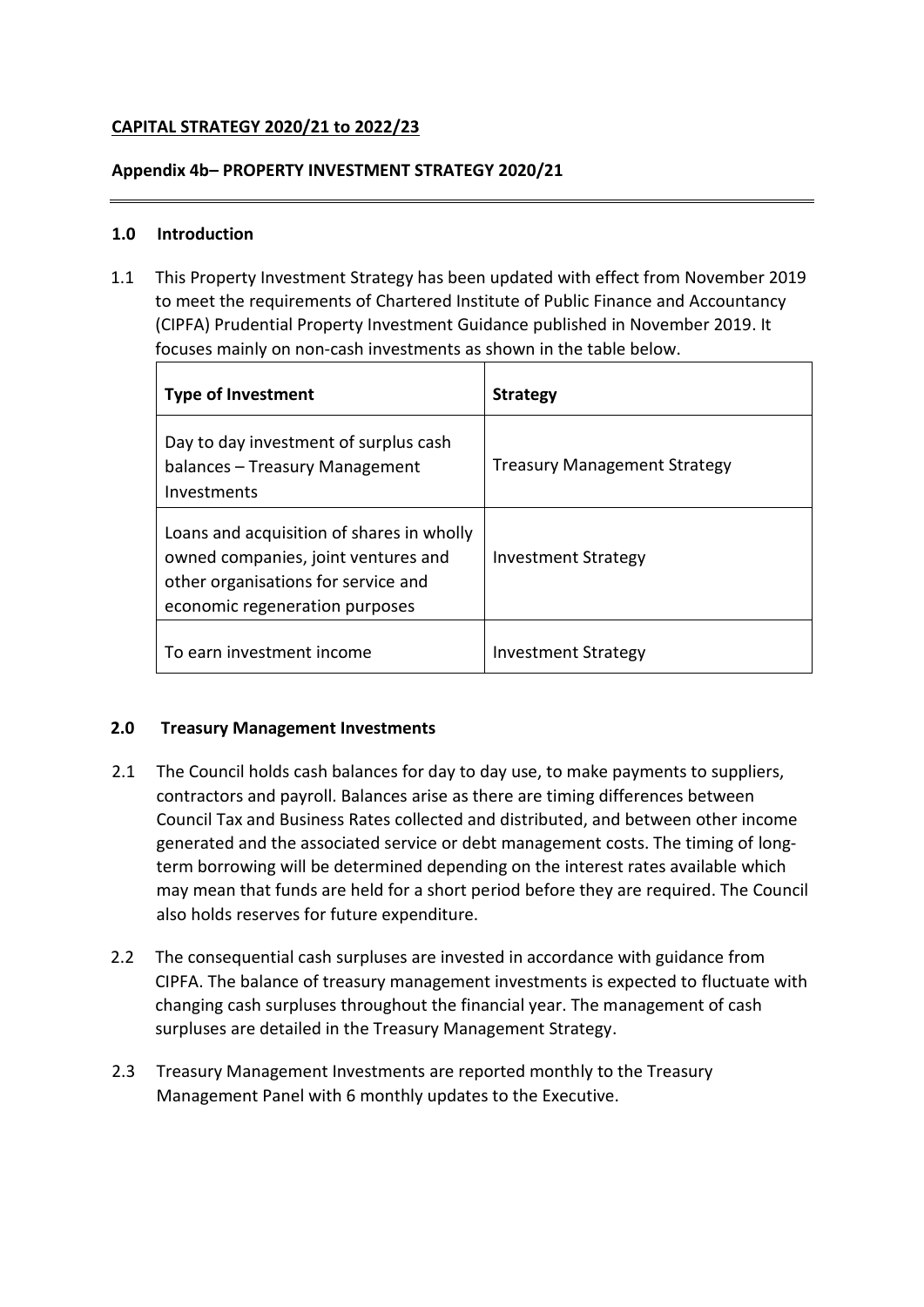**CAPITAL STRATEGY 2020/21 to 2022/23**

**Appendix 4b– PROPERTY INVESTMENT STRATEGY 2020/21**

## 1.0 Introduction

1.1 This Property Investment Strategy has been updated with effect from November 2019 to meet the requirements of Chartered Institute of Public Finance and Accountancy (CIPFA) Prudential Property Investment Guidance published in November 2019. It focuses mainly on non-cash investments as shown in the table below.

| **Type of Investment** | **Strategy** |
|---|---|
| Day to day investment of surplus cash balances – Treasury Management Investments | Treasury Management Strategy |
| Loans and acquisition of shares in wholly owned companies, joint ventures and other organisations for service and economic regeneration purposes | Investment Strategy |
| To earn investment income | Investment Strategy |

## 2.0 Treasury Management Investments

2.1 The Council holds cash balances for day to day use, to make payments to suppliers, contractors and payroll. Balances arise as there are timing differences between Council Tax and Business Rates collected and distributed, and between other income generated and the associated service or debt management costs. The timing of long-term borrowing will be determined depending on the interest rates available which may mean that funds are held for a short period before they are required. The Council also holds reserves for future expenditure.

2.2 The consequential cash surpluses are invested in accordance with guidance from CIPFA. The balance of treasury management investments is expected to fluctuate with changing cash surpluses throughout the financial year. The management of cash surpluses are detailed in the Treasury Management Strategy.

2.3 Treasury Management Investments are reported monthly to the Treasury Management Panel with 6 monthly updates to the Executive.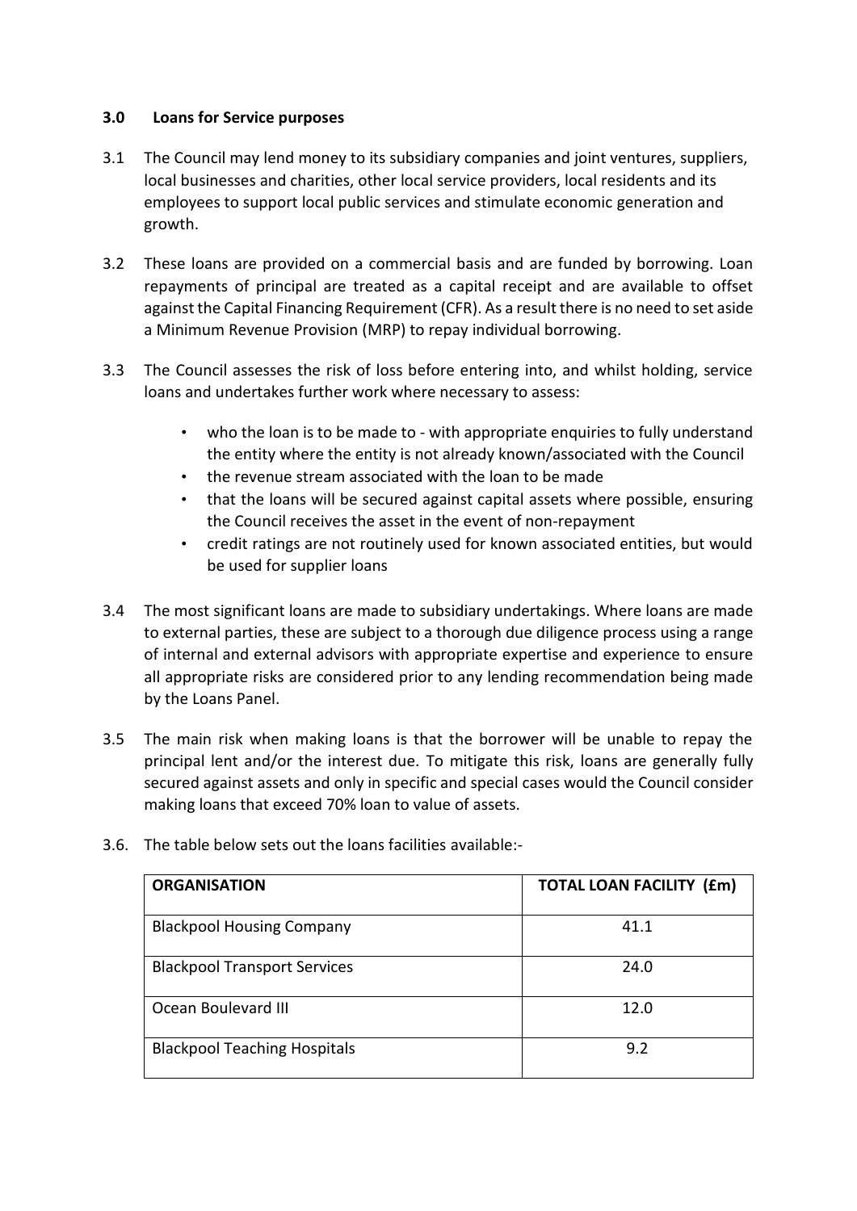### 3.0 Loans for Service purposes

3.1 The Council may lend money to its subsidiary companies and joint ventures, suppliers, local businesses and charities, other local service providers, local residents and its employees to support local public services and stimulate economic generation and growth.

3.2 These loans are provided on a commercial basis and are funded by borrowing. Loan repayments of principal are treated as a capital receipt and are available to offset against the Capital Financing Requirement (CFR). As a result there is no need to set aside a Minimum Revenue Provision (MRP) to repay individual borrowing.

3.3 The Council assesses the risk of loss before entering into, and whilst holding, service loans and undertakes further work where necessary to assess:

- who the loan is to be made to - with appropriate enquiries to fully understand the entity where the entity is not already known/associated with the Council
- the revenue stream associated with the loan to be made
- that the loans will be secured against capital assets where possible, ensuring the Council receives the asset in the event of non-repayment
- credit ratings are not routinely used for known associated entities, but would be used for supplier loans

3.4 The most significant loans are made to subsidiary undertakings. Where loans are made to external parties, these are subject to a thorough due diligence process using a range of internal and external advisors with appropriate expertise and experience to ensure all appropriate risks are considered prior to any lending recommendation being made by the Loans Panel.

3.5 The main risk when making loans is that the borrower will be unable to repay the principal lent and/or the interest due. To mitigate this risk, loans are generally fully secured against assets and only in specific and special cases would the Council consider making loans that exceed 70% loan to value of assets.

3.6. The table below sets out the loans facilities available:-

| ORGANISATION | TOTAL LOAN FACILITY (£m) |
|---|---|
| Blackpool Housing Company | 41.1 |
| Blackpool Transport Services | 24.0 |
| Ocean Boulevard III | 12.0 |
| Blackpool Teaching Hospitals | 9.2 |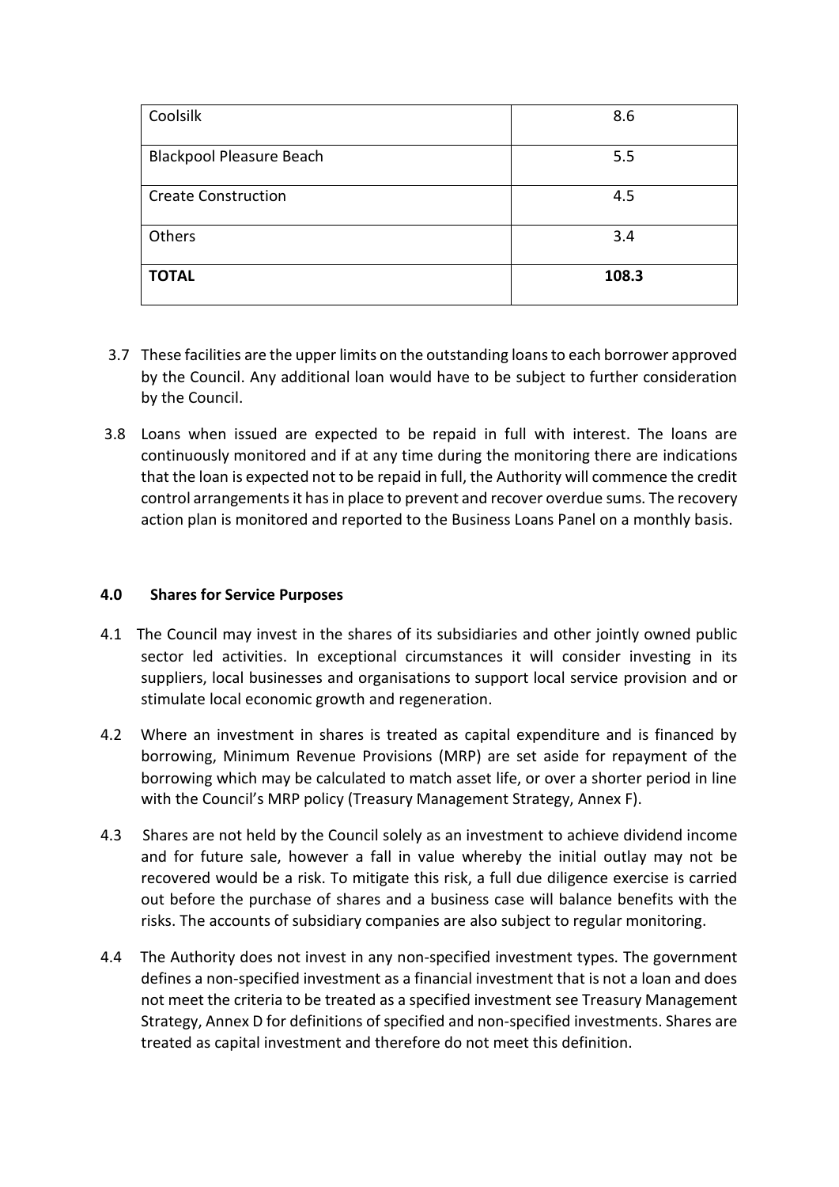| Coolsilk | 8.6 |
|---|---|
| Blackpool Pleasure Beach | 5.5 |
| Create Construction | 4.5 |
| Others | 3.4 |
| **TOTAL** | **108.3** |

3.7 These facilities are the upper limits on the outstanding loans to each borrower approved by the Council. Any additional loan would have to be subject to further consideration by the Council.

3.8 Loans when issued are expected to be repaid in full with interest. The loans are continuously monitored and if at any time during the monitoring there are indications that the loan is expected not to be repaid in full, the Authority will commence the credit control arrangements it has in place to prevent and recover overdue sums. The recovery action plan is monitored and reported to the Business Loans Panel on a monthly basis.

**4.0 Shares for Service Purposes**

4.1 The Council may invest in the shares of its subsidiaries and other jointly owned public sector led activities. In exceptional circumstances it will consider investing in its suppliers, local businesses and organisations to support local service provision and or stimulate local economic growth and regeneration.

4.2 Where an investment in shares is treated as capital expenditure and is financed by borrowing, Minimum Revenue Provisions (MRP) are set aside for repayment of the borrowing which may be calculated to match asset life, or over a shorter period in line with the Council's MRP policy (Treasury Management Strategy, Annex F).

4.3 Shares are not held by the Council solely as an investment to achieve dividend income and for future sale, however a fall in value whereby the initial outlay may not be recovered would be a risk. To mitigate this risk, a full due diligence exercise is carried out before the purchase of shares and a business case will balance benefits with the risks. The accounts of subsidiary companies are also subject to regular monitoring.

4.4 The Authority does not invest in any non-specified investment types. The government defines a non-specified investment as a financial investment that is not a loan and does not meet the criteria to be treated as a specified investment see Treasury Management Strategy, Annex D for definitions of specified and non-specified investments. Shares are treated as capital investment and therefore do not meet this definition.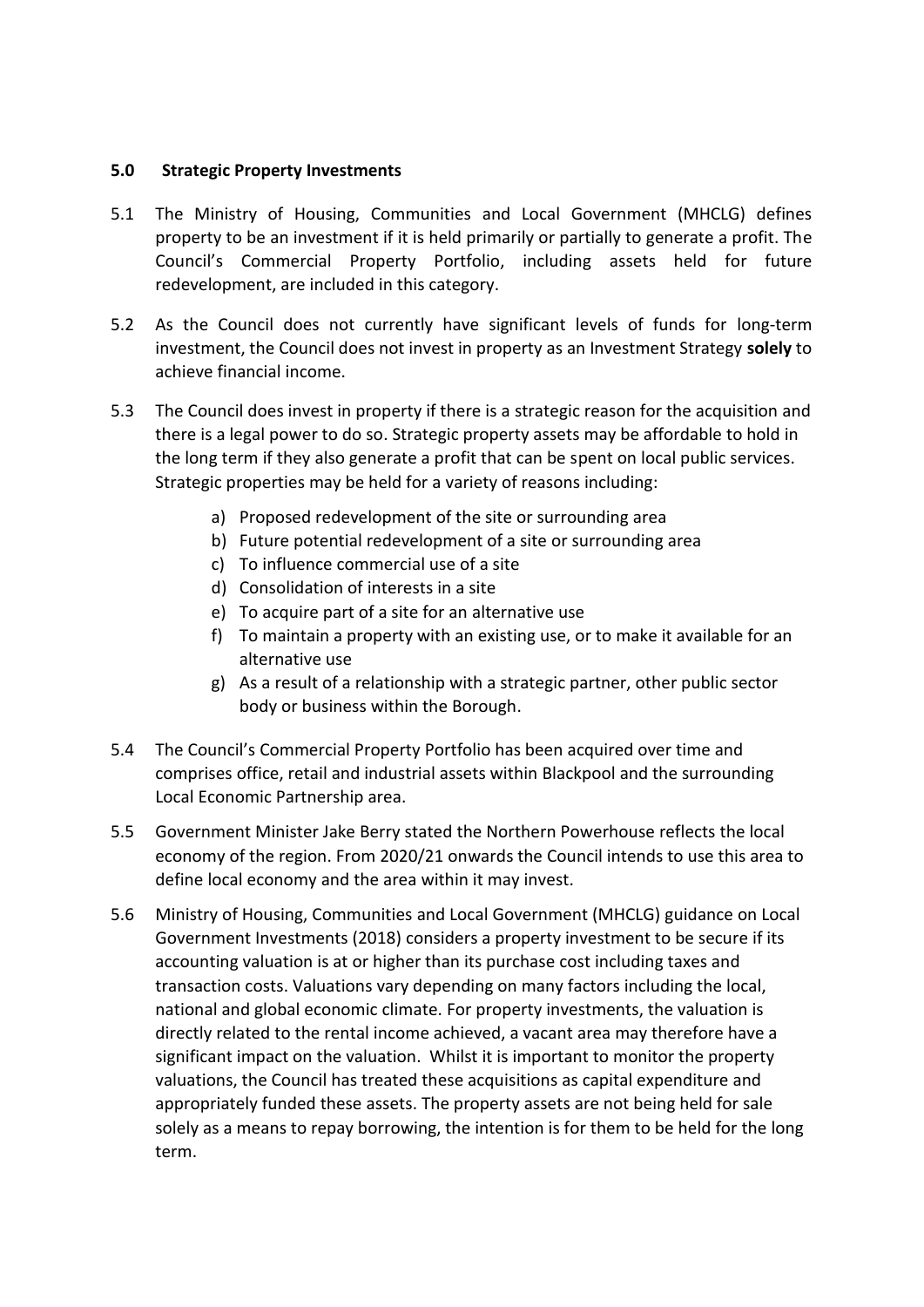## 5.0 Strategic Property Investments

5.1 The Ministry of Housing, Communities and Local Government (MHCLG) defines property to be an investment if it is held primarily or partially to generate a profit. The Council's Commercial Property Portfolio, including assets held for future redevelopment, are included in this category.

5.2 As the Council does not currently have significant levels of funds for long-term investment, the Council does not invest in property as an Investment Strategy **solely** to achieve financial income.

5.3 The Council does invest in property if there is a strategic reason for the acquisition and there is a legal power to do so. Strategic property assets may be affordable to hold in the long term if they also generate a profit that can be spent on local public services. Strategic properties may be held for a variety of reasons including:

a) Proposed redevelopment of the site or surrounding area
b) Future potential redevelopment of a site or surrounding area
c) To influence commercial use of a site
d) Consolidation of interests in a site
e) To acquire part of a site for an alternative use
f) To maintain a property with an existing use, or to make it available for an alternative use
g) As a result of a relationship with a strategic partner, other public sector body or business within the Borough.

5.4 The Council's Commercial Property Portfolio has been acquired over time and comprises office, retail and industrial assets within Blackpool and the surrounding Local Economic Partnership area.

5.5 Government Minister Jake Berry stated the Northern Powerhouse reflects the local economy of the region. From 2020/21 onwards the Council intends to use this area to define local economy and the area within it may invest.

5.6 Ministry of Housing, Communities and Local Government (MHCLG) guidance on Local Government Investments (2018) considers a property investment to be secure if its accounting valuation is at or higher than its purchase cost including taxes and transaction costs. Valuations vary depending on many factors including the local, national and global economic climate. For property investments, the valuation is directly related to the rental income achieved, a vacant area may therefore have a significant impact on the valuation. Whilst it is important to monitor the property valuations, the Council has treated these acquisitions as capital expenditure and appropriately funded these assets. The property assets are not being held for sale solely as a means to repay borrowing, the intention is for them to be held for the long term.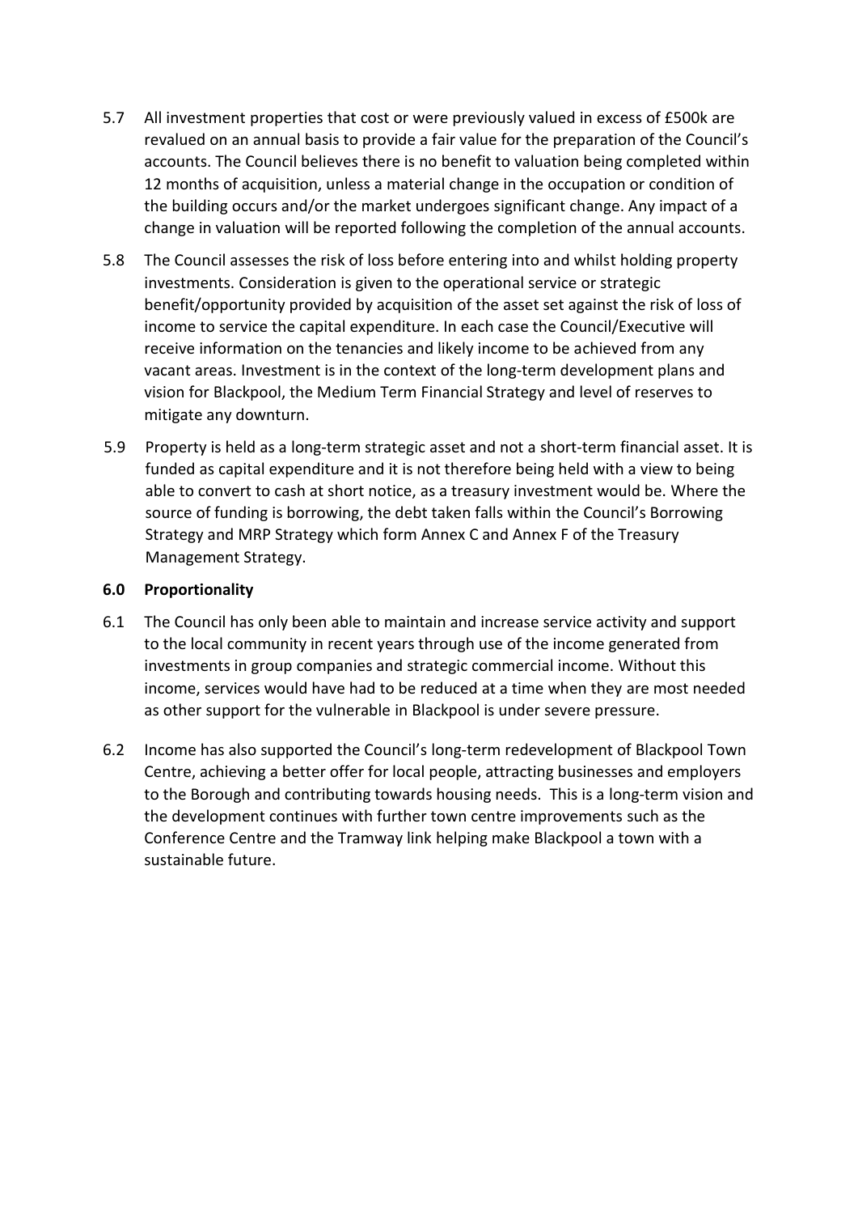5.7 All investment properties that cost or were previously valued in excess of £500k are revalued on an annual basis to provide a fair value for the preparation of the Council's accounts. The Council believes there is no benefit to valuation being completed within 12 months of acquisition, unless a material change in the occupation or condition of the building occurs and/or the market undergoes significant change. Any impact of a change in valuation will be reported following the completion of the annual accounts.

5.8 The Council assesses the risk of loss before entering into and whilst holding property investments. Consideration is given to the operational service or strategic benefit/opportunity provided by acquisition of the asset set against the risk of loss of income to service the capital expenditure. In each case the Council/Executive will receive information on the tenancies and likely income to be achieved from any vacant areas. Investment is in the context of the long-term development plans and vision for Blackpool, the Medium Term Financial Strategy and level of reserves to mitigate any downturn.

5.9 Property is held as a long-term strategic asset and not a short-term financial asset. It is funded as capital expenditure and it is not therefore being held with a view to being able to convert to cash at short notice, as a treasury investment would be. Where the source of funding is borrowing, the debt taken falls within the Council's Borrowing Strategy and MRP Strategy which form Annex C and Annex F of the Treasury Management Strategy.

## 6.0 Proportionality

6.1 The Council has only been able to maintain and increase service activity and support to the local community in recent years through use of the income generated from investments in group companies and strategic commercial income. Without this income, services would have had to be reduced at a time when they are most needed as other support for the vulnerable in Blackpool is under severe pressure.

6.2 Income has also supported the Council's long-term redevelopment of Blackpool Town Centre, achieving a better offer for local people, attracting businesses and employers to the Borough and contributing towards housing needs. This is a long-term vision and the development continues with further town centre improvements such as the Conference Centre and the Tramway link helping make Blackpool a town with a sustainable future.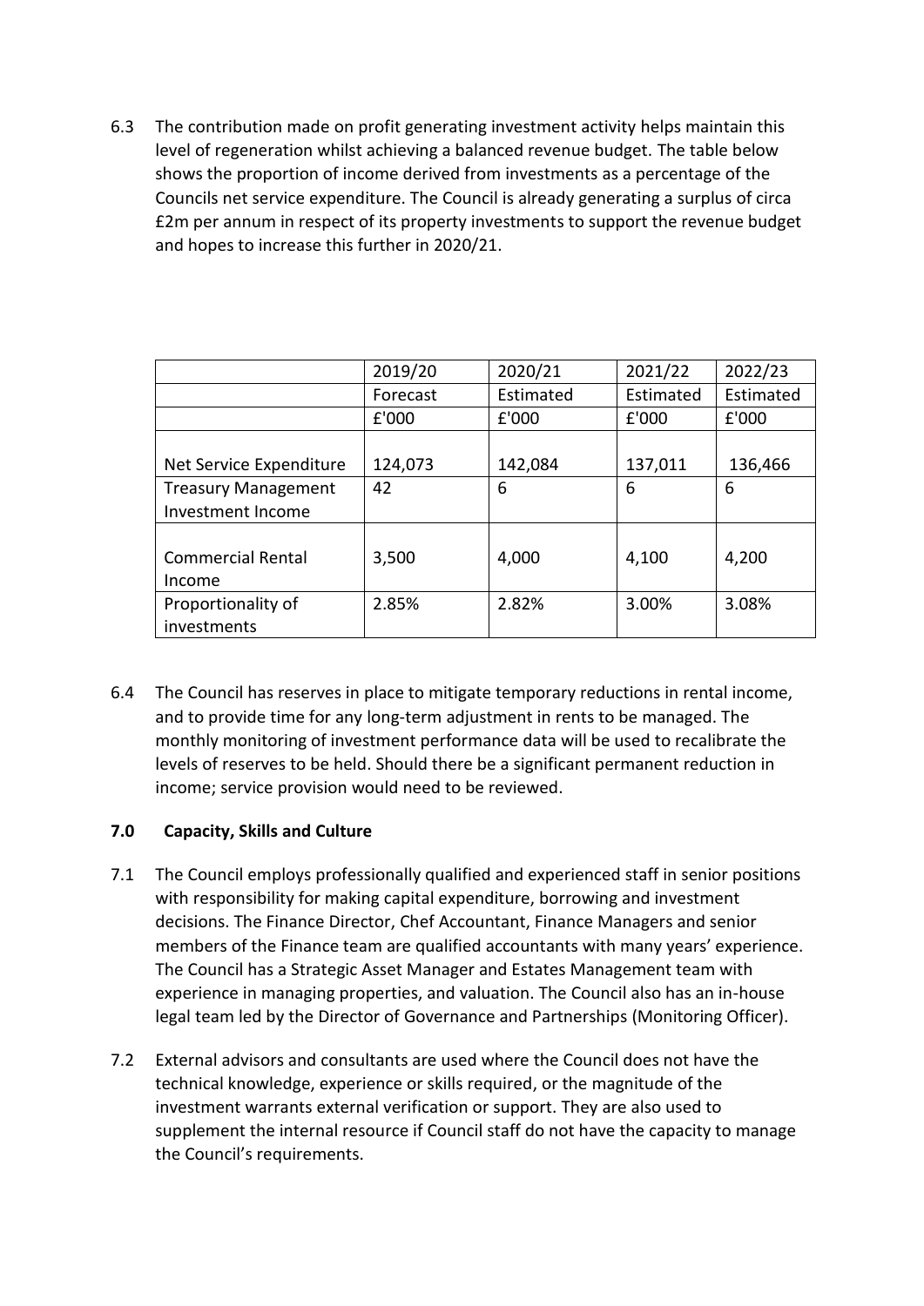6.3 The contribution made on profit generating investment activity helps maintain this level of regeneration whilst achieving a balanced revenue budget. The table below shows the proportion of income derived from investments as a percentage of the Councils net service expenditure. The Council is already generating a surplus of circa £2m per annum in respect of its property investments to support the revenue budget and hopes to increase this further in 2020/21.

| | 2019/20 | 2020/21 | 2021/22 | 2022/23 |
|---|---|---|---|---|
| | Forecast | Estimated | Estimated | Estimated |
| | £'000 | £'000 | £'000 | £'000 |
| Net Service Expenditure | 124,073 | 142,084 | 137,011 | 136,466 |
| Treasury Management Investment Income | 42 | 6 | 6 | 6 |
| Commercial Rental Income | 3,500 | 4,000 | 4,100 | 4,200 |
| Proportionality of investments | 2.85% | 2.82% | 3.00% | 3.08% |

6.4 The Council has reserves in place to mitigate temporary reductions in rental income, and to provide time for any long-term adjustment in rents to be managed. The monthly monitoring of investment performance data will be used to recalibrate the levels of reserves to be held. Should there be a significant permanent reduction in income; service provision would need to be reviewed.

## 7.0 Capacity, Skills and Culture

7.1 The Council employs professionally qualified and experienced staff in senior positions with responsibility for making capital expenditure, borrowing and investment decisions. The Finance Director, Chef Accountant, Finance Managers and senior members of the Finance team are qualified accountants with many years' experience. The Council has a Strategic Asset Manager and Estates Management team with experience in managing properties, and valuation. The Council also has an in-house legal team led by the Director of Governance and Partnerships (Monitoring Officer).

7.2 External advisors and consultants are used where the Council does not have the technical knowledge, experience or skills required, or the magnitude of the investment warrants external verification or support. They are also used to supplement the internal resource if Council staff do not have the capacity to manage the Council's requirements.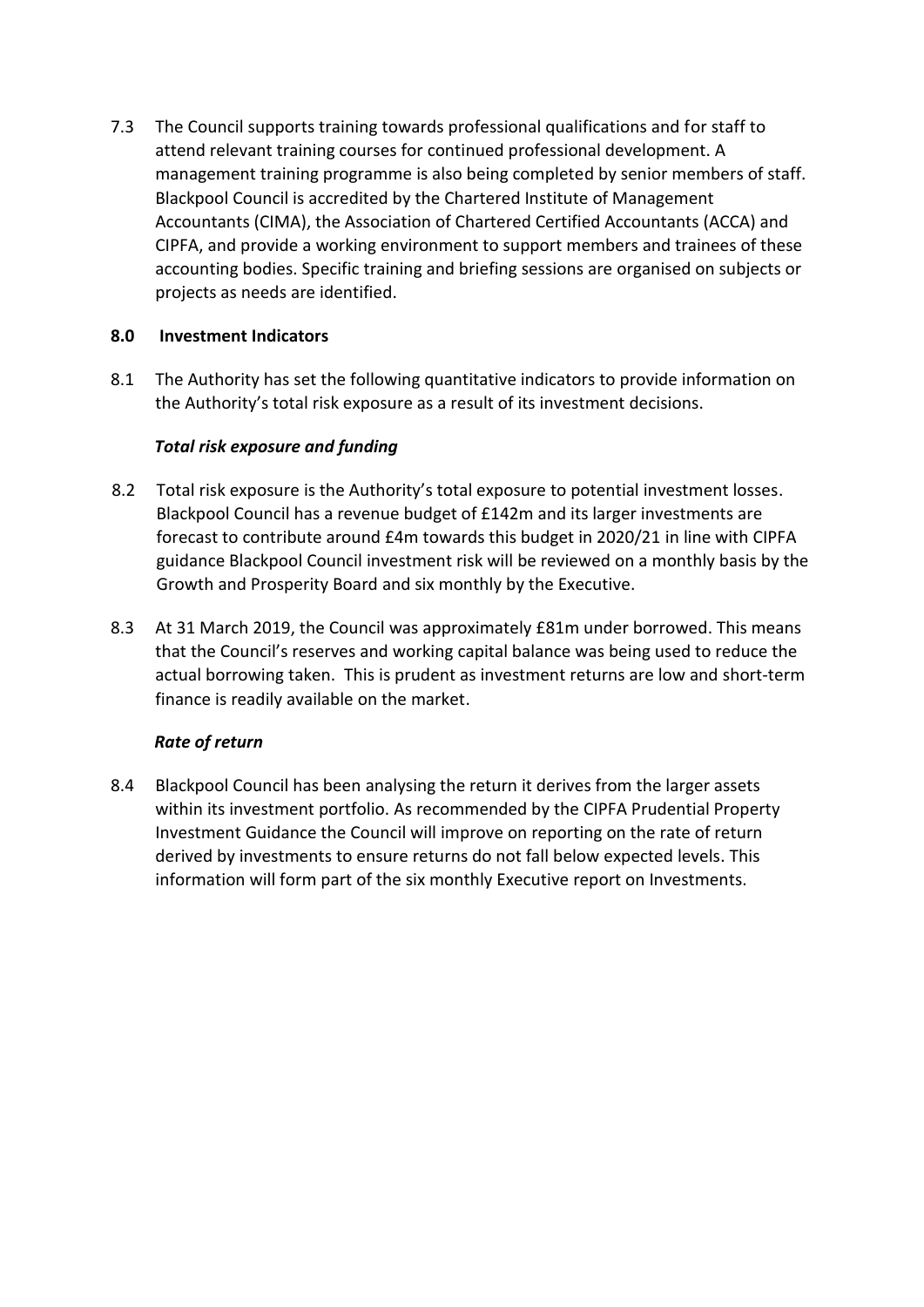7.3 The Council supports training towards professional qualifications and for staff to attend relevant training courses for continued professional development. A management training programme is also being completed by senior members of staff. Blackpool Council is accredited by the Chartered Institute of Management Accountants (CIMA), the Association of Chartered Certified Accountants (ACCA) and CIPFA, and provide a working environment to support members and trainees of these accounting bodies. Specific training and briefing sessions are organised on subjects or projects as needs are identified.

## 8.0 Investment Indicators

8.1 The Authority has set the following quantitative indicators to provide information on the Authority's total risk exposure as a result of its investment decisions.

***Total risk exposure and funding***

8.2 Total risk exposure is the Authority's total exposure to potential investment losses. Blackpool Council has a revenue budget of £142m and its larger investments are forecast to contribute around £4m towards this budget in 2020/21 in line with CIPFA guidance Blackpool Council investment risk will be reviewed on a monthly basis by the Growth and Prosperity Board and six monthly by the Executive.

8.3 At 31 March 2019, the Council was approximately £81m under borrowed. This means that the Council's reserves and working capital balance was being used to reduce the actual borrowing taken. This is prudent as investment returns are low and short-term finance is readily available on the market.

***Rate of return***

8.4 Blackpool Council has been analysing the return it derives from the larger assets within its investment portfolio. As recommended by the CIPFA Prudential Property Investment Guidance the Council will improve on reporting on the rate of return derived by investments to ensure returns do not fall below expected levels. This information will form part of the six monthly Executive report on Investments.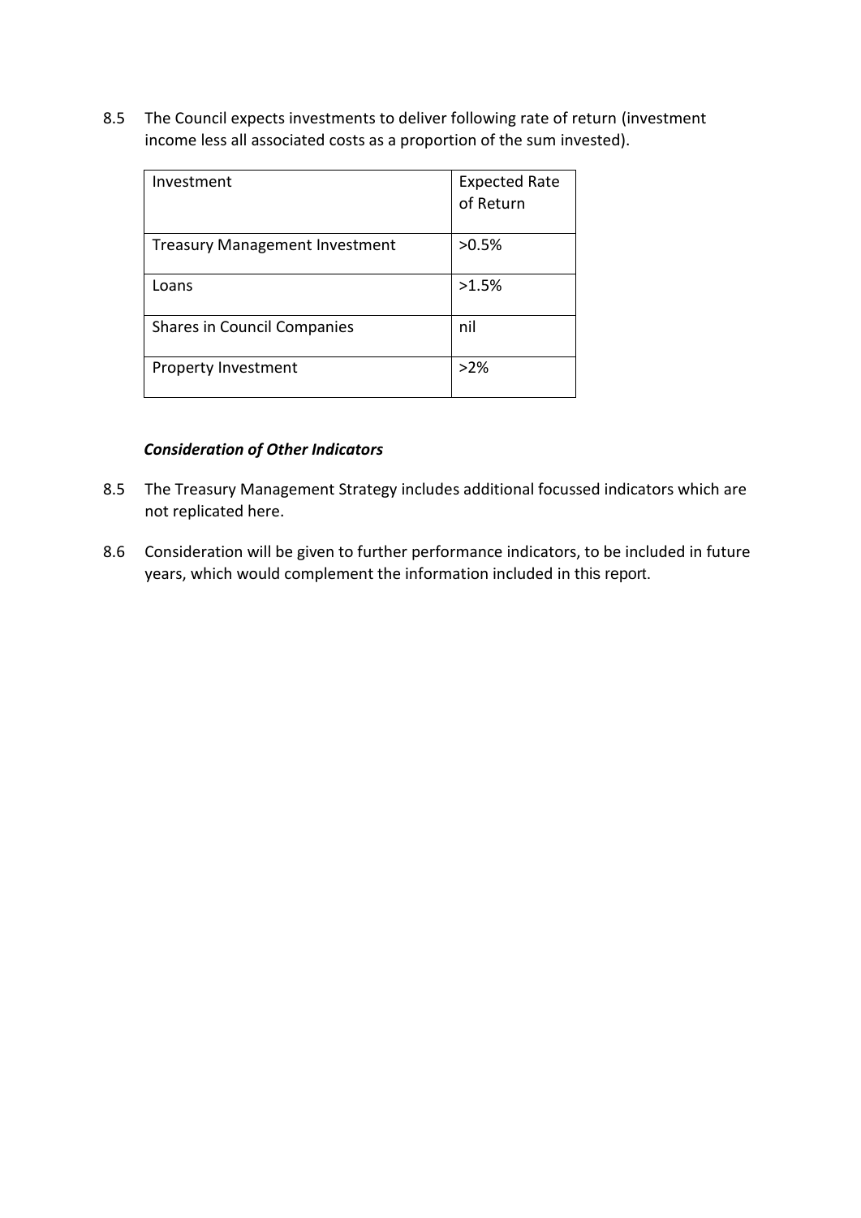8.5 The Council expects investments to deliver following rate of return (investment income less all associated costs as a proportion of the sum invested).

| Investment | Expected Rate of Return |
|---|---|
| Treasury Management Investment | >0.5% |
| Loans | >1.5% |
| Shares in Council Companies | nil |
| Property Investment | >2% |

***Consideration of Other Indicators***

8.5 The Treasury Management Strategy includes additional focussed indicators which are not replicated here.

8.6 Consideration will be given to further performance indicators, to be included in future years, which would complement the information included in this report.